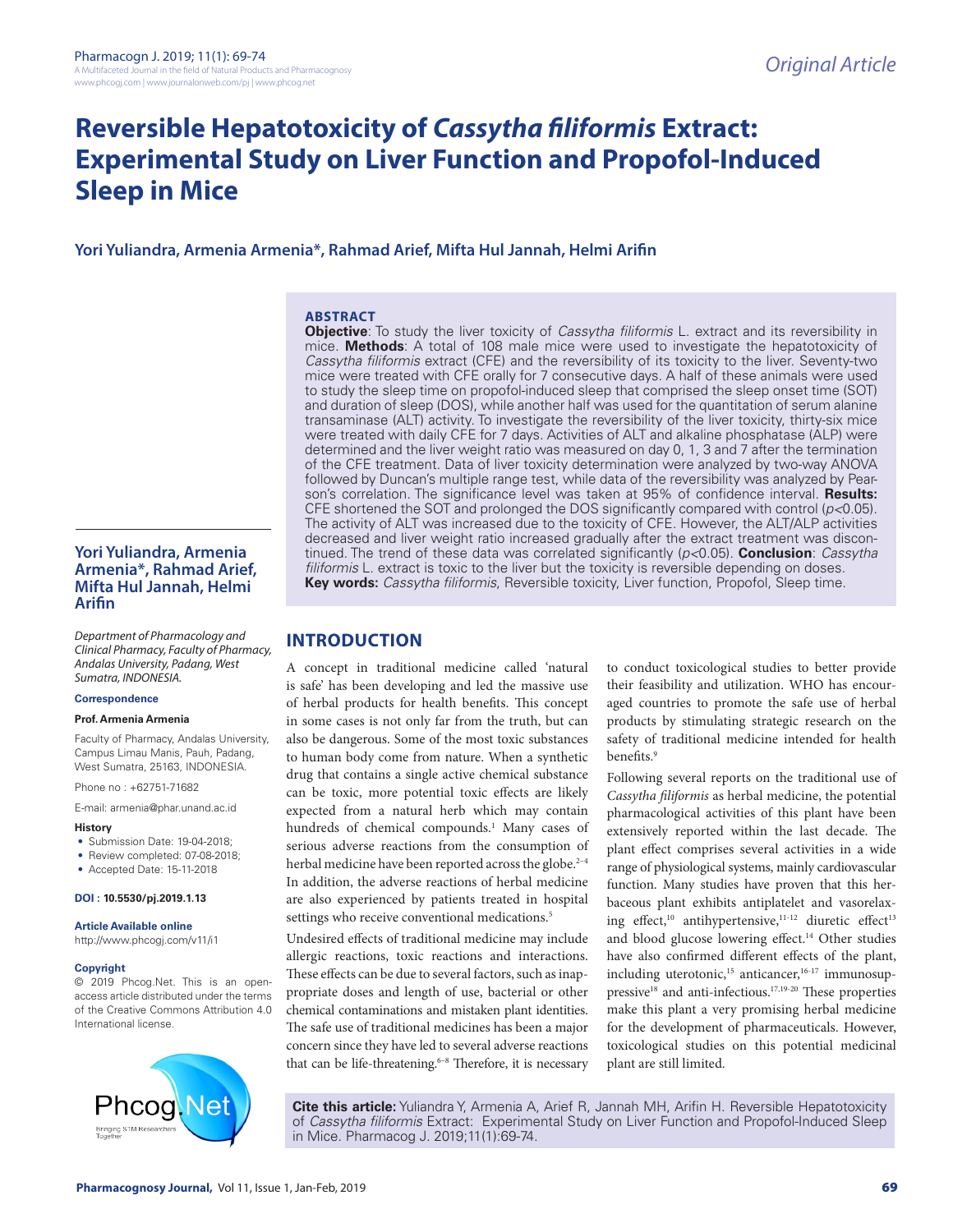# Reversible Hepatotoxicity of *Cassytha filiformis* Extract: Experimental Study on Liver Function and Propofol-Induced Sleep in Mice

**Yori Yuliandra, Armenia Armenia*, Rahmad Arief, Mifta Hul Jannah, Helmi Arifin**

## ABSTRACT

**Objective**: To study the liver toxicity of *Cassytha filiformis* L. extract and its reversibility in mice. **Methods**: A total of 108 male mice were used to investigate the hepatotoxicity of *Cassytha filiformis* extract (CFE) and the reversibility of its toxicity to the liver. Seventy-two mice were treated with CFE orally for 7 consecutive days. A half of these animals were used to study the sleep time on propofol-induced sleep that comprised the sleep onset time (SOT) and duration of sleep (DOS), while another half was used for the quantitation of serum alanine transaminase (ALT) activity. To investigate the reversibility of the liver toxicity, thirty-six mice were treated with daily CFE for 7 days. Activities of ALT and alkaline phosphatase (ALP) were determined and the liver weight ratio was measured on day 0, 1, 3 and 7 after the termination of the CFE treatment. Data of liver toxicity determination were analyzed by two-way ANOVA followed by Duncan's multiple range test, while data of the reversibility was analyzed by Pearson's correlation. The significance level was taken at 95% of confidence interval. **Results:** CFE shortened the SOT and prolonged the DOS significantly compared with control ($p<0.05$). The activity of ALT was increased due to the toxicity of CFE. However, the ALT/ALP activities decreased and liver weight ratio increased gradually after the extract treatment was discontinued. The trend of these data was correlated significantly ($p<0.05$). **Conclusion**: *Cassytha filiformis* L. extract is toxic to the liver but the toxicity is reversible depending on doses.

**Key words:** *Cassytha filiformis*, Reversible toxicity, Liver function, Propofol, Sleep time.

**Yori Yuliandra, Armenia Armenia*, Rahmad Arief, Mifta Hul Jannah, Helmi Arifin**

*Department of Pharmacology and Clinical Pharmacy, Faculty of Pharmacy, Andalas University, Padang, West Sumatra, INDONESIA.*

**Correspondence**

**Prof. Armenia Armenia**

Faculty of Pharmacy, Andalas University, Campus Limau Manis, Pauh, Padang, West Sumatra, 25163, INDONESIA.

Phone no : +62751-71682

E-mail: armenia@phar.unand.ac.id

**History**

- Submission Date: 19-04-2018;
- Review completed: 07-08-2018;
- Accepted Date: 15-11-2018

**DOI : 10.5530/pj.2019.1.13**

**Article Available online**

http://www.phcogj.com/v11/i1

**Copyright**

© 2019 Phcog.Net. This is an open-access article distributed under the terms of the Creative Commons Attribution 4.0 International license.

## INTRODUCTION

A concept in traditional medicine called 'natural is safe' has been developing and led the massive use of herbal products for health benefits. This concept in some cases is not only far from the truth, but can also be dangerous. Some of the most toxic substances to human body come from nature. When a synthetic drug that contains a single active chemical substance can be toxic, more potential toxic effects are likely expected from a natural herb which may contain hundreds of chemical compounds.[1] Many cases of serious adverse reactions from the consumption of herbal medicine have been reported across the globe.[2–4] In addition, the adverse reactions of herbal medicine are also experienced by patients treated in hospital settings who receive conventional medications.[5]

Undesired effects of traditional medicine may include allergic reactions, toxic reactions and interactions. These effects can be due to several factors, such as inappropriate doses and length of use, bacterial or other chemical contaminations and mistaken plant identities. The safe use of traditional medicines has been a major concern since they have led to several adverse reactions that can be life-threatening.[6–8] Therefore, it is necessary to conduct toxicological studies to better provide their feasibility and utilization. WHO has encouraged countries to promote the safe use of herbal products by stimulating strategic research on the safety of traditional medicine intended for health benefits.[9]

Following several reports on the traditional use of *Cassytha filiformis* as herbal medicine, the potential pharmacological activities of this plant have been extensively reported within the last decade. The plant effect comprises several activities in a wide range of physiological systems, mainly cardiovascular function. Many studies have proven that this herbaceous plant exhibits antiplatelet and vasorelaxing effect,[10] antihypertensive,[11-12] diuretic effect[13] and blood glucose lowering effect.[14] Other studies have also confirmed different effects of the plant, including uterotonic,[15] anticancer,[16-17] immunosuppressive[18] and anti-infectious.[17,19-20] These properties make this plant a very promising herbal medicine for the development of pharmaceuticals. However, toxicological studies on this potential medicinal plant are still limited.

**Cite this article:** Yuliandra Y, Armenia A, Arief R, Jannah MH, Arifin H. Reversible Hepatotoxicity of *Cassytha filiformis* Extract: Experimental Study on Liver Function and Propofol-Induced Sleep in Mice. Pharmacog J. 2019;11(1):69-74.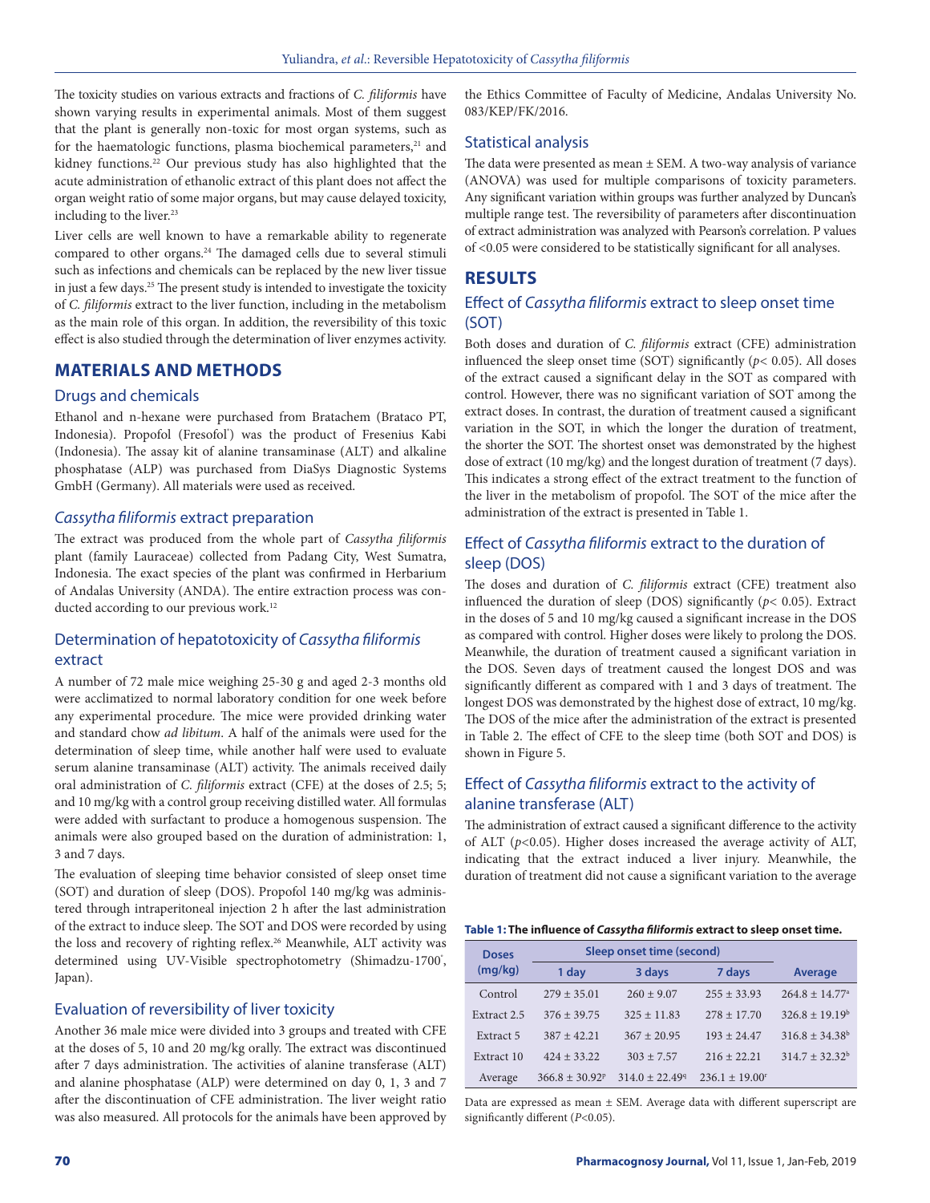The toxicity studies on various extracts and fractions of *C. filiformis* have shown varying results in experimental animals. Most of them suggest that the plant is generally non-toxic for most organ systems, such as for the haematologic functions, plasma biochemical parameters,[21] and kidney functions.[22] Our previous study has also highlighted that the acute administration of ethanolic extract of this plant does not affect the organ weight ratio of some major organs, but may cause delayed toxicity, including to the liver.[23]

Liver cells are well known to have a remarkable ability to regenerate compared to other organs.[24] The damaged cells due to several stimuli such as infections and chemicals can be replaced by the new liver tissue in just a few days.[25] The present study is intended to investigate the toxicity of *C. filiformis* extract to the liver function, including in the metabolism as the main role of this organ. In addition, the reversibility of this toxic effect is also studied through the determination of liver enzymes activity.

## MATERIALS AND METHODS

### Drugs and chemicals

Ethanol and n-hexane were purchased from Bratachem (Brataco PT, Indonesia). Propofol (Fresofol®) was the product of Fresenius Kabi (Indonesia). The assay kit of alanine transaminase (ALT) and alkaline phosphatase (ALP) was purchased from DiaSys Diagnostic Systems GmbH (Germany). All materials were used as received.

### *Cassytha filiformis* extract preparation

The extract was produced from the whole part of *Cassytha filiformis* plant (family Lauraceae) collected from Padang City, West Sumatra, Indonesia. The exact species of the plant was confirmed in Herbarium of Andalas University (ANDA). The entire extraction process was conducted according to our previous work.[12]

### Determination of hepatotoxicity of *Cassytha filiformis* extract

A number of 72 male mice weighing 25-30 g and aged 2-3 months old were acclimatized to normal laboratory condition for one week before any experimental procedure. The mice were provided drinking water and standard chow *ad libitum*. A half of the animals were used for the determination of sleep time, while another half were used to evaluate serum alanine transaminase (ALT) activity. The animals received daily oral administration of *C. filiformis* extract (CFE) at the doses of 2.5; 5; and 10 mg/kg with a control group receiving distilled water. All formulas were added with surfactant to produce a homogenous suspension. The animals were also grouped based on the duration of administration: 1, 3 and 7 days.

The evaluation of sleeping time behavior consisted of sleep onset time (SOT) and duration of sleep (DOS). Propofol 140 mg/kg was administered through intraperitoneal injection 2 h after the last administration of the extract to induce sleep. The SOT and DOS were recorded by using the loss and recovery of righting reflex.[26] Meanwhile, ALT activity was determined using UV-Visible spectrophotometry (Shimadzu-1700®, Japan).

### Evaluation of reversibility of liver toxicity

Another 36 male mice were divided into 3 groups and treated with CFE at the doses of 5, 10 and 20 mg/kg orally. The extract was discontinued after 7 days administration. The activities of alanine transferase (ALT) and alanine phosphatase (ALP) were determined on day 0, 1, 3 and 7 after the discontinuation of CFE administration. The liver weight ratio was also measured. All protocols for the animals have been approved by the Ethics Committee of Faculty of Medicine, Andalas University No. 083/KEP/FK/2016.

### Statistical analysis

The data were presented as mean ± SEM. A two-way analysis of variance (ANOVA) was used for multiple comparisons of toxicity parameters. Any significant variation within groups was further analyzed by Duncan's multiple range test. The reversibility of parameters after discontinuation of extract administration was analyzed with Pearson's correlation. P values of <0.05 were considered to be statistically significant for all analyses.

## RESULTS

### Effect of *Cassytha filiformis* extract to sleep onset time (SOT)

Both doses and duration of *C. filiformis* extract (CFE) administration influenced the sleep onset time (SOT) significantly ($p < 0.05$). All doses of the extract caused a significant delay in the SOT as compared with control. However, there was no significant variation of SOT among the extract doses. In contrast, the duration of treatment caused a significant variation in the SOT, in which the longer the duration of treatment, the shorter the SOT. The shortest onset was demonstrated by the highest dose of extract (10 mg/kg) and the longest duration of treatment (7 days). This indicates a strong effect of the extract treatment to the function of the liver in the metabolism of propofol. The SOT of the mice after the administration of the extract is presented in Table 1.

### Effect of *Cassytha filiformis* extract to the duration of sleep (DOS)

The doses and duration of *C. filiformis* extract (CFE) treatment also influenced the duration of sleep (DOS) significantly ($p < 0.05$). Extract in the doses of 5 and 10 mg/kg caused a significant increase in the DOS as compared with control. Higher doses were likely to prolong the DOS. Meanwhile, the duration of treatment caused a significant variation in the DOS. Seven days of treatment caused the longest DOS and was significantly different as compared with 1 and 3 days of treatment. The longest DOS was demonstrated by the highest dose of extract, 10 mg/kg. The DOS of the mice after the administration of the extract is presented in Table 2. The effect of CFE to the sleep time (both SOT and DOS) is shown in Figure 5.

### Effect of *Cassytha filiformis* extract to the activity of alanine transferase (ALT)

The administration of extract caused a significant difference to the activity of ALT ($p < 0.05$). Higher doses increased the average activity of ALT, indicating that the extract induced a liver injury. Meanwhile, the duration of treatment did not cause a significant variation to the average

**Table 1: The influence of *Cassytha filiformis* extract to sleep onset time.**

| Doses (mg/kg) | Sleep onset time (second) | | | Average |
|---|---|---|---|---|
| | 1 day | 3 days | 7 days | |
| Control | 279 ± 35.01 | 260 ± 9.07 | 255 ± 33.93 | 264.8 ± 14.77[a] |
| Extract 2.5 | 376 ± 39.75 | 325 ± 11.83 | 278 ± 17.70 | 326.8 ± 19.19[b] |
| Extract 5 | 387 ± 42.21 | 367 ± 20.95 | 193 ± 24.47 | 316.8 ± 34.38[b] |
| Extract 10 | 424 ± 33.22 | 303 ± 7.57 | 216 ± 22.21 | 314.7 ± 32.32[b] |
| Average | 366.8 ± 30.92[p] | 314.0 ± 22.49[q] | 236.1 ± 19.00[r] | |

Data are expressed as mean ± SEM. Average data with different superscript are significantly different ($P < 0.05$).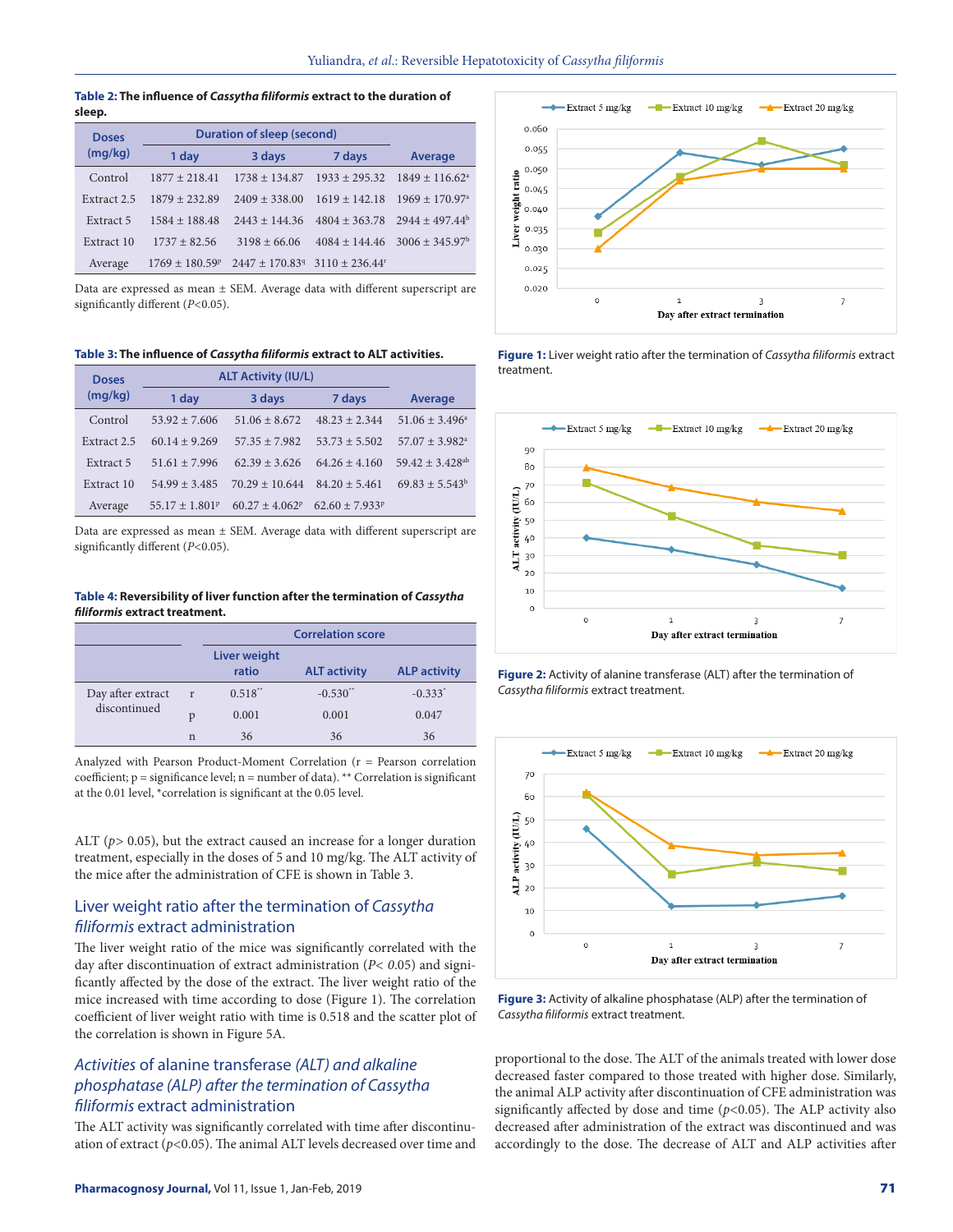**Table 2:** The influence of *Cassytha filiformis* extract to the duration of sleep.

| Doses (mg/kg) | Duration of sleep (second) | | | |
|---|---|---|---|---|
| | 1 day | 3 days | 7 days | Average |
| Control | 1877 ± 218.41 | 1738 ± 134.87 | 1933 ± 295.32 | 1849 ± 116.62[a] |
| Extract 2.5 | 1879 ± 232.89 | 2409 ± 338.00 | 1619 ± 142.18 | 1969 ± 170.97[a] |
| Extract 5 | 1584 ± 188.48 | 2443 ± 144.36 | 4804 ± 363.78 | 2944 ± 497.44[b] |
| Extract 10 | 1737 ± 82.56 | 3198 ± 66.06 | 4084 ± 144.46 | 3006 ± 345.97[b] |
| Average | 1769 ± 180.59[p] | 2447 ± 170.83[q] | 3110 ± 236.44[r] | |

Data are expressed as mean ± SEM. Average data with different superscript are significantly different ($P<0.05$).

**Table 3:** The influence of *Cassytha filiformis* extract to ALT activities.

| Doses (mg/kg) | ALT Activity (IU/L) | | | |
|---|---|---|---|---|
| | 1 day | 3 days | 7 days | Average |
| Control | 53.92 ± 7.606 | 51.06 ± 8.672 | 48.23 ± 2.344 | 51.06 ± 3.496[a] |
| Extract 2.5 | 60.14 ± 9.269 | 57.35 ± 7.982 | 53.73 ± 5.502 | 57.07 ± 3.982[a] |
| Extract 5 | 51.61 ± 7.996 | 62.39 ± 3.626 | 64.26 ± 4.160 | 59.42 ± 3.428[ab] |
| Extract 10 | 54.99 ± 3.485 | 70.29 ± 10.644 | 84.20 ± 5.461 | 69.83 ± 5.543[b] |
| Average | 55.17 ± 1.801[p] | 60.27 ± 4.062[p] | 62.60 ± 7.933[p] | |

Data are expressed as mean ± SEM. Average data with different superscript are significantly different ($P<0.05$).

**Table 4:** Reversibility of liver function after the termination of *Cassytha filiformis* extract treatment.

| | | Correlation score | | |
|---|---|---|---|---|
| | | Liver weight ratio | ALT activity | ALP activity |
| Day after extract discontinued | r | 0.518** | -0.530** | -0.333* |
| | p | 0.001 | 0.001 | 0.047 |
| | n | 36 | 36 | 36 |

Analyzed with Pearson Product-Moment Correlation (r = Pearson correlation coefficient; p = significance level; n = number of data). ** Correlation is significant at the 0.01 level, *correlation is significant at the 0.05 level.

ALT ($p> 0.05$), but the extract caused an increase for a longer duration treatment, especially in the doses of 5 and 10 mg/kg. The ALT activity of the mice after the administration of CFE is shown in Table 3.

## Liver weight ratio after the termination of *Cassytha filiformis* extract administration

The liver weight ratio of the mice was significantly correlated with the day after discontinuation of extract administration ($P< 0.05$) and significantly affected by the dose of the extract. The liver weight ratio of the mice increased with time according to dose (Figure 1). The correlation coefficient of liver weight ratio with time is 0.518 and the scatter plot of the correlation is shown in Figure 5A.

## *Activities* of alanine transferase *(ALT) and alkaline phosphatase (ALP) after the termination of Cassytha filiformis* extract administration

The ALT activity was significantly correlated with time after discontinuation of extract ($p<0.05$). The animal ALT levels decreased over time and proportional to the dose. The ALT of the animals treated with lower dose decreased faster compared to those treated with higher dose. Similarly, the animal ALP activity after discontinuation of CFE administration was significantly affected by dose and time ($p<0.05$). The ALP activity also decreased after administration of the extract was discontinued and was accordingly to the dose. The decrease of ALT and ALP activities after

**Figure 1:** Liver weight ratio after the termination of *Cassytha filiformis* extract treatment.

**Figure 2:** Activity of alanine transferase (ALT) after the termination of *Cassytha filiformis* extract treatment.

**Figure 3:** Activity of alkaline phosphatase (ALP) after the termination of *Cassytha filiformis* extract treatment.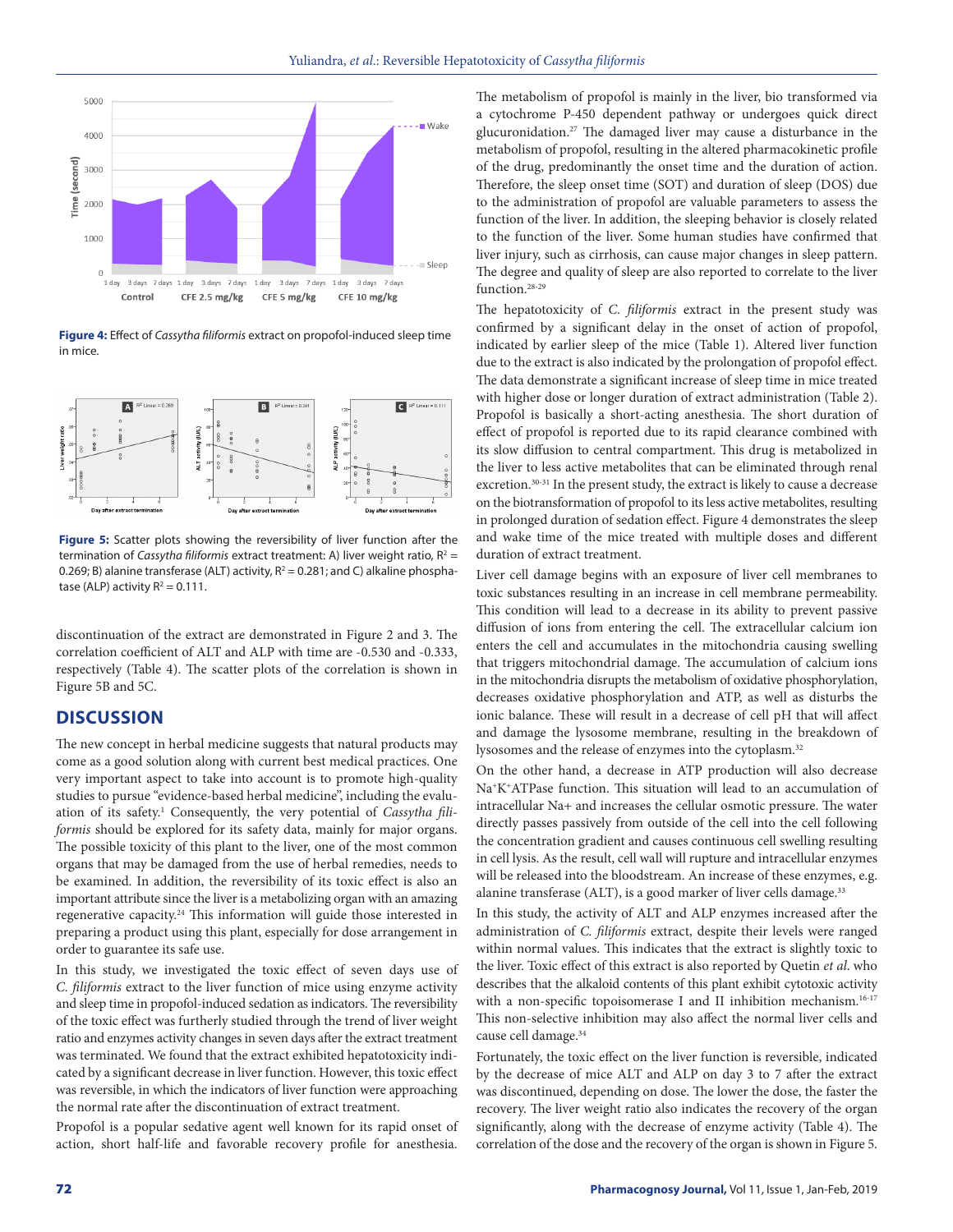Figure 4: Effect of *Cassytha filiformis* extract on propofol-induced sleep time in mice.

Figure 5: Scatter plots showing the reversibility of liver function after the termination of *Cassytha filiformis* extract treatment: A) liver weight ratio, $R^2$ = 0.269; B) alanine transferase (ALT) activity, $R^2$ = 0.281; and C) alkaline phosphatase (ALP) activity $R^2$ = 0.111.

discontinuation of the extract are demonstrated in Figure 2 and 3. The correlation coefficient of ALT and ALP with time are -0.530 and -0.333, respectively (Table 4). The scatter plots of the correlation is shown in Figure 5B and 5C.

## DISCUSSION

The new concept in herbal medicine suggests that natural products may come as a good solution along with current best medical practices. One very important aspect to take into account is to promote high-quality studies to pursue "evidence-based herbal medicine", including the evaluation of its safety.[1] Consequently, the very potential of *Cassytha filiformis* should be explored for its safety data, mainly for major organs. The possible toxicity of this plant to the liver, one of the most common organs that may be damaged from the use of herbal remedies, needs to be examined. In addition, the reversibility of its toxic effect is also an important attribute since the liver is a metabolizing organ with an amazing regenerative capacity.[24] This information will guide those interested in preparing a product using this plant, especially for dose arrangement in order to guarantee its safe use.

In this study, we investigated the toxic effect of seven days use of *C. filiformis* extract to the liver function of mice using enzyme activity and sleep time in propofol-induced sedation as indicators. The reversibility of the toxic effect was furtherly studied through the trend of liver weight ratio and enzymes activity changes in seven days after the extract treatment was terminated. We found that the extract exhibited hepatotoxicity indicated by a significant decrease in liver function. However, this toxic effect was reversible, in which the indicators of liver function were approaching the normal rate after the discontinuation of extract treatment.

Propofol is a popular sedative agent well known for its rapid onset of action, short half-life and favorable recovery profile for anesthesia. The metabolism of propofol is mainly in the liver, bio transformed via a cytochrome P-450 dependent pathway or undergoes quick direct glucuronidation.[27] The damaged liver may cause a disturbance in the metabolism of propofol, resulting in the altered pharmacokinetic profile of the drug, predominantly the onset time and the duration of action. Therefore, the sleep onset time (SOT) and duration of sleep (DOS) due to the administration of propofol are valuable parameters to assess the function of the liver. In addition, the sleeping behavior is closely related to the function of the liver. Some human studies have confirmed that liver injury, such as cirrhosis, can cause major changes in sleep pattern. The degree and quality of sleep are also reported to correlate to the liver function.[28-29]

The hepatotoxicity of *C. filiformis* extract in the present study was confirmed by a significant delay in the onset of action of propofol, indicated by earlier sleep of the mice (Table 1). Altered liver function due to the extract is also indicated by the prolongation of propofol effect. The data demonstrate a significant increase of sleep time in mice treated with higher dose or longer duration of extract administration (Table 2). Propofol is basically a short-acting anesthesia. The short duration of effect of propofol is reported due to its rapid clearance combined with its slow diffusion to central compartment. This drug is metabolized in the liver to less active metabolites that can be eliminated through renal excretion.[30-31] In the present study, the extract is likely to cause a decrease on the biotransformation of propofol to its less active metabolites, resulting in prolonged duration of sedation effect. Figure 4 demonstrates the sleep and wake time of the mice treated with multiple doses and different duration of extract treatment.

Liver cell damage begins with an exposure of liver cell membranes to toxic substances resulting in an increase in cell membrane permeability. This condition will lead to a decrease in its ability to prevent passive diffusion of ions from entering the cell. The extracellular calcium ion enters the cell and accumulates in the mitochondria causing swelling that triggers mitochondrial damage. The accumulation of calcium ions in the mitochondria disrupts the metabolism of oxidative phosphorylation, decreases oxidative phosphorylation and ATP, as well as disturbs the ionic balance. These will result in a decrease of cell pH that will affect and damage the lysosome membrane, resulting in the breakdown of lysosomes and the release of enzymes into the cytoplasm.[32]

On the other hand, a decrease in ATP production will also decrease $Na^+K^+$ATPase function. This situation will lead to an accumulation of intracellular Na+ and increases the cellular osmotic pressure. The water directly passes passively from outside of the cell into the cell following the concentration gradient and causes continuous cell swelling resulting in cell lysis. As the result, cell wall will rupture and intracellular enzymes will be released into the bloodstream. An increase of these enzymes, e.g. alanine transferase (ALT), is a good marker of liver cells damage.[33]

In this study, the activity of ALT and ALP enzymes increased after the administration of *C. filiformis* extract, despite their levels were ranged within normal values. This indicates that the extract is slightly toxic to the liver. Toxic effect of this extract is also reported by Quetin *et al*. who describes that the alkaloid contents of this plant exhibit cytotoxic activity with a non-specific topoisomerase I and II inhibition mechanism.[16-17] This non-selective inhibition may also affect the normal liver cells and cause cell damage.[34]

Fortunately, the toxic effect on the liver function is reversible, indicated by the decrease of mice ALT and ALP on day 3 to 7 after the extract was discontinued, depending on dose. The lower the dose, the faster the recovery. The liver weight ratio also indicates the recovery of the organ significantly, along with the decrease of enzyme activity (Table 4). The correlation of the dose and the recovery of the organ is shown in Figure 5.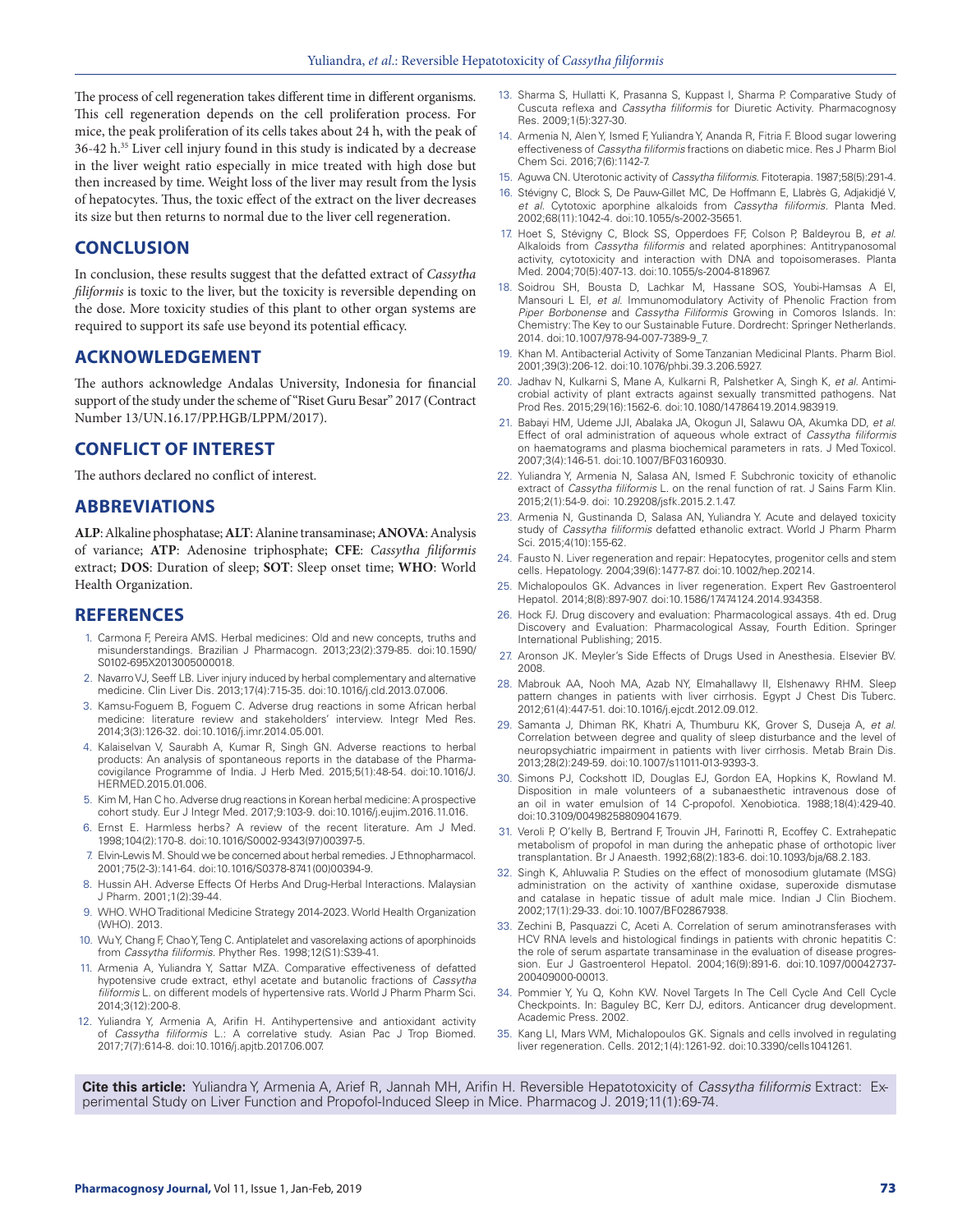The process of cell regeneration takes different time in different organisms. This cell regeneration depends on the cell proliferation process. For mice, the peak proliferation of its cells takes about 24 h, with the peak of 36-42 h.[35] Liver cell injury found in this study is indicated by a decrease in the liver weight ratio especially in mice treated with high dose but then increased by time. Weight loss of the liver may result from the lysis of hepatocytes. Thus, the toxic effect of the extract on the liver decreases its size but then returns to normal due to the liver cell regeneration.

## CONCLUSION

In conclusion, these results suggest that the defatted extract of *Cassytha filiformis* is toxic to the liver, but the toxicity is reversible depending on the dose. More toxicity studies of this plant to other organ systems are required to support its safe use beyond its potential efficacy.

## ACKNOWLEDGEMENT

The authors acknowledge Andalas University, Indonesia for financial support of the study under the scheme of "Riset Guru Besar" 2017 (Contract Number 13/UN.16.17/PP.HGB/LPPM/2017).

## CONFLICT OF INTEREST

The authors declared no conflict of interest.

## ABBREVIATIONS

**ALP**: Alkaline phosphatase; **ALT**: Alanine transaminase; **ANOVA**: Analysis of variance; **ATP**: Adenosine triphosphate; **CFE**: *Cassytha filiformis* extract; **DOS**: Duration of sleep; **SOT**: Sleep onset time; **WHO**: World Health Organization.

## REFERENCES

1. Carmona F, Pereira AMS. Herbal medicines: Old and new concepts, truths and misunderstandings. Brazilian J Pharmacogn. 2013;23(2):379-85. doi:10.1590/S0102-695X2013005000018.
2. Navarro VJ, Seeff LB. Liver injury induced by herbal complementary and alternative medicine. Clin Liver Dis. 2013;17(4):715-35. doi:10.1016/j.cld.2013.07.006.
3. Kamsu-Foguem B, Foguem C. Adverse drug reactions in some African herbal medicine: literature review and stakeholders' interview. Integr Med Res. 2014;3(3):126-32. doi:10.1016/j.imr.2014.05.001.
4. Kalaiselvan V, Saurabh A, Kumar R, Singh GN. Adverse reactions to herbal products: An analysis of spontaneous reports in the database of the Pharmacovigilance Programme of India. J Herb Med. 2015;5(1):48-54. doi:10.1016/J.HERMED.2015.01.006.
5. Kim M, Han C ho. Adverse drug reactions in Korean herbal medicine: A prospective cohort study. Eur J Integr Med. 2017;9:103-9. doi:10.1016/j.eujim.2016.11.016.
6. Ernst E. Harmless herbs? A review of the recent literature. Am J Med. 1998;104(2):170-8. doi:10.1016/S0002-9343(97)00397-5.
7. Elvin-Lewis M. Should we be concerned about herbal remedies. J Ethnopharmacol. 2001;75(2-3):141-64. doi:10.1016/S0378-8741(00)00394-9.
8. Hussin AH. Adverse Effects Of Herbs And Drug-Herbal Interactions. Malaysian J Pharm. 2001;1(2):39-44.
9. WHO. WHO Traditional Medicine Strategy 2014-2023. World Health Organization (WHO). 2013.
10. Wu Y, Chang F, Chao Y, Teng C. Antiplatelet and vasorelaxing actions of aporphinoids from *Cassytha filiformis*. Phyther Res. 1998;12(S1):S39-41.
11. Armenia A, Yuliandra Y, Sattar MZA. Comparative effectiveness of defatted hypotensive crude extract, ethyl acetate and butanolic fractions of *Cassytha filiformis* L. on different models of hypertensive rats. World J Pharm Pharm Sci. 2014;3(12):200-8.
12. Yuliandra Y, Armenia A, Arifin H. Antihypertensive and antioxidant activity of *Cassytha filiformis* L.: A correlative study. Asian Pac J Trop Biomed. 2017;7(7):614-8. doi:10.1016/j.apjtb.2017.06.007.
13. Sharma S, Hullatti K, Prasanna S, Kuppast I, Sharma P. Comparative Study of Cuscuta reflexa and *Cassytha filiformis* for Diuretic Activity. Pharmacognosy Res. 2009;1(5):327-30.
14. Armenia N, Alen Y, Ismed F, Yuliandra Y, Ananda R, Fitria F. Blood sugar lowering effectiveness of *Cassytha filiformis* fractions on diabetic mice. Res J Pharm Biol Chem Sci. 2016;7(6):1142-7.
15. Aguwa CN. Uterotonic activity of *Cassytha filiformis*. Fitoterapia. 1987;58(5):291-4.
16. Stévigny C, Block S, De Pauw-Gillet MC, De Hoffmann E, Llabrès G, Adjakidjé V, *et al.* Cytotoxic aporphine alkaloids from *Cassytha filiformis*. Planta Med. 2002;68(11):1042-4. doi:10.1055/s-2002-35651.
17. Hoet S, Stévigny C, Block SS, Opperdoes FF, Colson P, Baldeyrou B, *et al.* Alkaloids from *Cassytha filiformis* and related aporphines: Antitrypanosomal activity, cytotoxicity and interaction with DNA and topoisomerases. Planta Med. 2004;70(5):407-13. doi:10.1055/s-2004-818967.
18. Soidrou SH, Bousta D, Lachkar M, Hassane SOS, Youbi-Hamsas A El, Mansouri L El, *et al.* Immunomodulatory Activity of Phenolic Fraction from *Piper Borbonense* and *Cassytha Filiformis* Growing in Comoros Islands. In: Chemistry: The Key to our Sustainable Future. Dordrecht: Springer Netherlands. 2014. doi:10.1007/978-94-007-7389-9_7.
19. Khan M. Antibacterial Activity of Some Tanzanian Medicinal Plants. Pharm Biol. 2001;39(3):206-12. doi:10.1076/phbi.39.3.206.5927.
20. Jadhav N, Kulkarni S, Mane A, Kulkarni R, Palshetker A, Singh K, *et al.* Antimicrobial activity of plant extracts against sexually transmitted pathogens. Nat Prod Res. 2015;29(16):1562-6. doi:10.1080/14786419.2014.983919.
21. Babayi HM, Udeme JJI, Abalaka JA, Okogun JI, Salawu OA, Akumka DD, *et al.* Effect of oral administration of aqueous whole extract of *Cassytha filiformis* on haematograms and plasma biochemical parameters in rats. J Med Toxicol. 2007;3(4):146-51. doi:10.1007/BF03160930.
22. Yuliandra Y, Armenia N, Salasa AN, Ismed F. Subchronic toxicity of ethanolic extract of *Cassytha filiformis* L. on the renal function of rat. J Sains Farm Klin. 2015;2(1):54-9. doi: 10.29208/jsfk.2015.2.1.47.
23. Armenia N, Gustinanda D, Salasa AN, Yuliandra Y. Acute and delayed toxicity study of *Cassytha filiformis* defatted ethanolic extract. World J Pharm Pharm Sci. 2015;4(10):155-62.
24. Fausto N. Liver regeneration and repair: Hepatocytes, progenitor cells and stem cells. Hepatology. 2004;39(6):1477-87. doi:10.1002/hep.20214.
25. Michalopoulos GK. Advances in liver regeneration. Expert Rev Gastroenterol Hepatol. 2014;8(8):897-907. doi:10.1586/17474124.2014.934358.
26. Hock FJ. Drug discovery and evaluation: Pharmacological assays. 4th ed. Drug Discovery and Evaluation: Pharmacological Assay, Fourth Edition. Springer International Publishing; 2015.
27. Aronson JK. Meyler's Side Effects of Drugs Used in Anesthesia. Elsevier BV. 2008.
28. Mabrouk AA, Nooh MA, Azab NY, Elmahallawy II, Elshenawy RHM. Sleep pattern changes in patients with liver cirrhosis. Egypt J Chest Dis Tuberc. 2012;61(4):447-51. doi:10.1016/j.ejcdt.2012.09.012.
29. Samanta J, Dhiman RK, Khatri A, Thumburu KK, Grover S, Duseja A, *et al.* Correlation between degree and quality of sleep disturbance and the level of neuropsychiatric impairment in patients with liver cirrhosis. Metab Brain Dis. 2013;28(2):249-59. doi:10.1007/s11011-013-9393-3.
30. Simons PJ, Cockshott ID, Douglas EJ, Gordon EA, Hopkins K, Rowland M. Disposition in male volunteers of a subanaesthetic intravenous dose of an oil in water emulsion of 14 C-propofol. Xenobiotica. 1988;18(4):429-40. doi:10.3109/00498258809041679.
31. Veroli P, O'kelly B, Bertrand F, Trouvin JH, Farinotti R, Ecoffey C. Extrahepatic metabolism of propofol in man during the anhepatic phase of orthotopic liver transplantation. Br J Anaesth. 1992;68(2):183-6. doi:10.1093/bja/68.2.183.
32. Singh K, Ahluwalia P. Studies on the effect of monosodium glutamate (MSG) administration on the activity of xanthine oxidase, superoxide dismutase and catalase in hepatic tissue of adult male mice. Indian J Clin Biochem. 2002;17(1):29-33. doi:10.1007/BF02867938.
33. Zechini B, Pasquazzi C, Aceti A. Correlation of serum aminotransferases with HCV RNA levels and histological findings in patients with chronic hepatitis C: the role of serum aspartate transaminase in the evaluation of disease progression. Eur J Gastroenterol Hepatol. 2004;16(9):891-6. doi:10.1097/00042737-200409000-00013.
34. Pommier Y, Yu Q, Kohn KW. Novel Targets In The Cell Cycle And Cell Cycle Checkpoints. In: Baguley BC, Kerr DJ, editors. Anticancer drug development. Academic Press. 2002.
35. Kang LI, Mars WM, Michalopoulos GK. Signals and cells involved in regulating liver regeneration. Cells. 2012;1(4):1261-92. doi:10.3390/cells1041261.

**Cite this article:** Yuliandra Y, Armenia A, Arief R, Jannah MH, Arifin H. Reversible Hepatotoxicity of *Cassytha filiformis* Extract: Experimental Study on Liver Function and Propofol-Induced Sleep in Mice. Pharmacog J. 2019;11(1):69-74.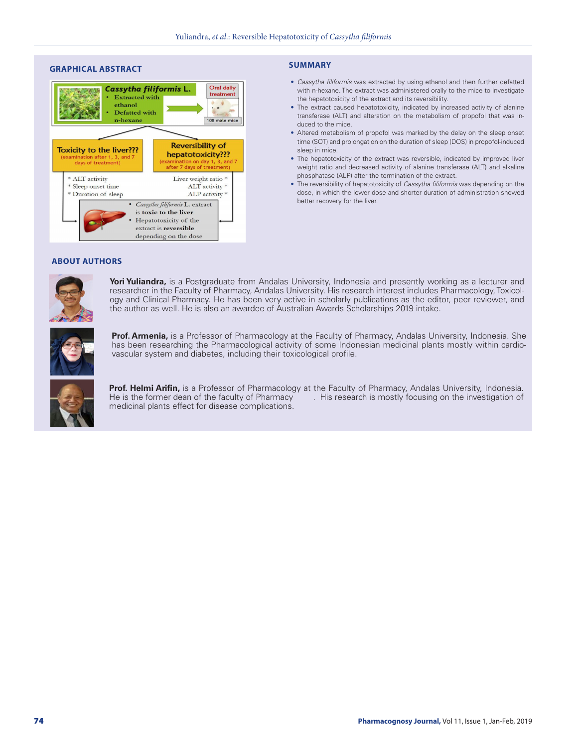## GRAPHICAL ABSTRACT

*Cassytha filiformis* L.
- Extracted with ethanol
- Defatted with n-hexane

Oral daily treatment

108 male mice

Toxicity to the liver???
(examination after 1, 3, and 7 days of treatment)

Reversibility of hepatotoxicity???
(examination on day 1, 3, and 7 after 7 days of treatment)

\* ALT activity
\* Sleep onset time
\* Duration of sleep

Liver weight ratio \*
ALT activity \*
ALP activity \*

- *Cassytha filiformis* L. extract is **toxic to the liver**
- Hepatotoxicity of the extract is **reversible** depending on the dose

## SUMMARY

- *Cassytha filiformis* was extracted by using ethanol and then further defatted with n-hexane. The extract was administered orally to the mice to investigate the hepatotoxicity of the extract and its reversibility.
- The extract caused hepatotoxicity, indicated by increased activity of alanine transferase (ALT) and alteration on the metabolism of propofol that was induced to the mice.
- Altered metabolism of propofol was marked by the delay on the sleep onset time (SOT) and prolongation on the duration of sleep (DOS) in propofol-induced sleep in mice.
- The hepatotoxicity of the extract was reversible, indicated by improved liver weight ratio and decreased activity of alanine transferase (ALT) and alkaline phosphatase (ALP) after the termination of the extract.
- The reversibility of hepatotoxicity of *Cassytha filiformis* was depending on the dose, in which the lower dose and shorter duration of administration showed better recovery for the liver.

## ABOUT AUTHORS

**Yori Yuliandra,** is a Postgraduate from Andalas University, Indonesia and presently working as a lecturer and researcher in the Faculty of Pharmacy, Andalas University. His research interest includes Pharmacology, Toxicology and Clinical Pharmacy. He has been very active in scholarly publications as the editor, peer reviewer, and the author as well. He is also an awardee of Australian Awards Scholarships 2019 intake.

**Prof. Armenia,** is a Professor of Pharmacology at the Faculty of Pharmacy, Andalas University, Indonesia. She has been researching the Pharmacological activity of some Indonesian medicinal plants mostly within cardiovascular system and diabetes, including their toxicological profile.

**Prof. Helmi Arifin,** is a Professor of Pharmacology at the Faculty of Pharmacy, Andalas University, Indonesia. He is the former dean of the faculty of Pharmacy . His research is mostly focusing on the investigation of medicinal plants effect for disease complications.